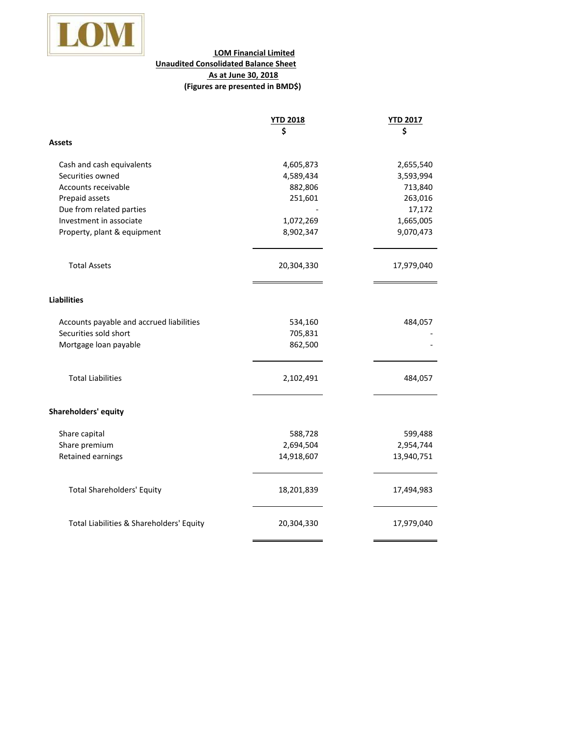LOM

**LOM Financial Limited**
**Unaudited Consolidated Balance Sheet**
**As at June 30, 2018**
**(Figures are presented in BMD$)**

| | YTD 2018 | YTD 2017 |
|---|---|---|
| | $ | $ |
| **Assets** | | |
| Cash and cash equivalents | 4,605,873 | 2,655,540 |
| Securities owned | 4,589,434 | 3,593,994 |
| Accounts receivable | 882,806 | 713,840 |
| Prepaid assets | 251,601 | 263,016 |
| Due from related parties | - | 17,172 |
| Investment in associate | 1,072,269 | 1,665,005 |
| Property, plant & equipment | 8,902,347 | 9,070,473 |
| Total Assets | 20,304,330 | 17,979,040 |
| **Liabilities** | | |
| Accounts payable and accrued liabilities | 534,160 | 484,057 |
| Securities sold short | 705,831 | - |
| Mortgage loan payable | 862,500 | - |
| Total Liabilities | 2,102,491 | 484,057 |
| **Shareholders' equity** | | |
| Share capital | 588,728 | 599,488 |
| Share premium | 2,694,504 | 2,954,744 |
| Retained earnings | 14,918,607 | 13,940,751 |
| Total Shareholders' Equity | 18,201,839 | 17,494,983 |
| Total Liabilities & Shareholders' Equity | 20,304,330 | 17,979,040 |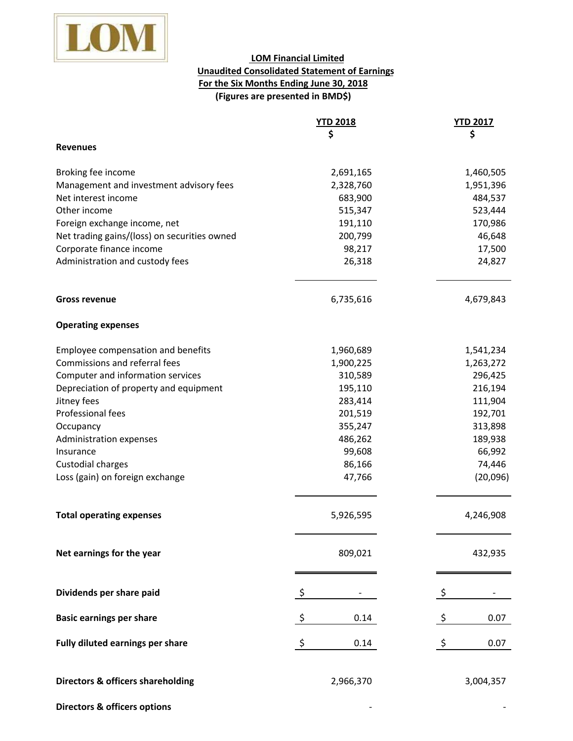LOM

**LOM Financial Limited**
**Unaudited Consolidated Statement of Earnings**
**For the Six Months Ending June 30, 2018**
**(Figures are presented in BMD$)**

| | YTD 2018<br>$ | YTD 2017<br>$ |
|---|---|---|
| **Revenues** | | |
| Broking fee income | 2,691,165 | 1,460,505 |
| Management and investment advisory fees | 2,328,760 | 1,951,396 |
| Net interest income | 683,900 | 484,537 |
| Other income | 515,347 | 523,444 |
| Foreign exchange income, net | 191,110 | 170,986 |
| Net trading gains/(loss) on securities owned | 200,799 | 46,648 |
| Corporate finance income | 98,217 | 17,500 |
| Administration and custody fees | 26,318 | 24,827 |
| **Gross revenue** | 6,735,616 | 4,679,843 |
| **Operating expenses** | | |
| Employee compensation and benefits | 1,960,689 | 1,541,234 |
| Commissions and referral fees | 1,900,225 | 1,263,272 |
| Computer and information services | 310,589 | 296,425 |
| Depreciation of property and equipment | 195,110 | 216,194 |
| Jitney fees | 283,414 | 111,904 |
| Professional fees | 201,519 | 192,701 |
| Occupancy | 355,247 | 313,898 |
| Administration expenses | 486,262 | 189,938 |
| Insurance | 99,608 | 66,992 |
| Custodial charges | 86,166 | 74,446 |
| Loss (gain) on foreign exchange | 47,766 | (20,096) |
| **Total operating expenses** | 5,926,595 | 4,246,908 |
| **Net earnings for the year** | 809,021 | 432,935 |
| **Dividends per share paid** | $ - | $ - |
| **Basic earnings per share** | $ 0.14 | $ 0.07 |
| **Fully diluted earnings per share** | $ 0.14 | $ 0.07 |
| **Directors & officers shareholding** | 2,966,370 | 3,004,357 |
| **Directors & officers options** | - | - |